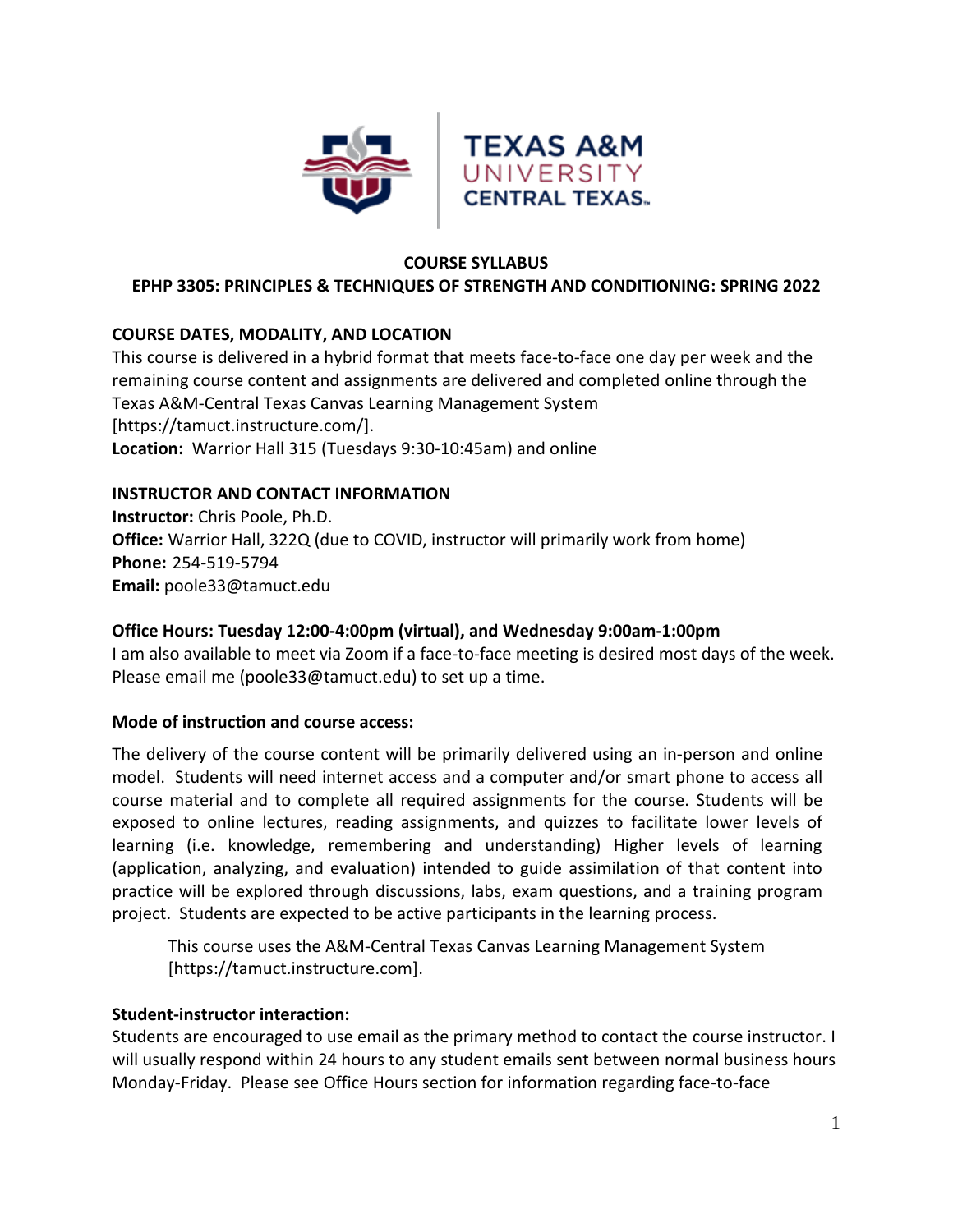# COURSE SYLLABUS

## EPHP 3305: PRINCIPLES & TECHNIQUES OF STRENGTH AND CONDITIONING: SPRING 2022

### COURSE DATES, MODALITY, AND LOCATION

This course is delivered in a hybrid format that meets face-to-face one day per week and the remaining course content and assignments are delivered and completed online through the Texas A&M-Central Texas Canvas Learning Management System [https://tamuct.instructure.com/].

**Location:** Warrior Hall 315 (Tuesdays 9:30-10:45am) and online

### INSTRUCTOR AND CONTACT INFORMATION

**Instructor:** Chris Poole, Ph.D.
**Office:** Warrior Hall, 322Q (due to COVID, instructor will primarily work from home)
**Phone:** 254-519-5794
**Email:** poole33@tamuct.edu

### Office Hours: Tuesday 12:00-4:00pm (virtual), and Wednesday 9:00am-1:00pm

I am also available to meet via Zoom if a face-to-face meeting is desired most days of the week. Please email me (poole33@tamuct.edu) to set up a time.

### Mode of instruction and course access:

The delivery of the course content will be primarily delivered using an in-person and online model. Students will need internet access and a computer and/or smart phone to access all course material and to complete all required assignments for the course. Students will be exposed to online lectures, reading assignments, and quizzes to facilitate lower levels of learning (i.e. knowledge, remembering and understanding) Higher levels of learning (application, analyzing, and evaluation) intended to guide assimilation of that content into practice will be explored through discussions, labs, exam questions, and a training program project. Students are expected to be active participants in the learning process.

This course uses the A&M-Central Texas Canvas Learning Management System [https://tamuct.instructure.com].

### Student-instructor interaction:

Students are encouraged to use email as the primary method to contact the course instructor. I will usually respond within 24 hours to any student emails sent between normal business hours Monday-Friday. Please see Office Hours section for information regarding face-to-face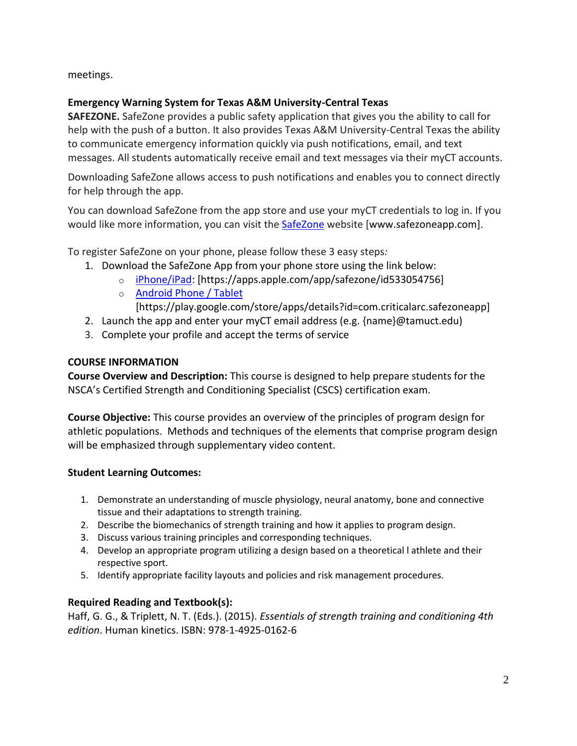meetings.

**Emergency Warning System for Texas A&M University-Central Texas**

**SAFEZONE.** SafeZone provides a public safety application that gives you the ability to call for help with the push of a button. It also provides Texas A&M University-Central Texas the ability to communicate emergency information quickly via push notifications, email, and text messages. All students automatically receive email and text messages via their myCT accounts.

Downloading SafeZone allows access to push notifications and enables you to connect directly for help through the app.

You can download SafeZone from the app store and use your myCT credentials to log in. If you would like more information, you can visit the SafeZone website [www.safezoneapp.com].

To register SafeZone on your phone, please follow these 3 easy steps*:*

1. Download the SafeZone App from your phone store using the link below:
   - iPhone/iPad: [https://apps.apple.com/app/safezone/id533054756]
   - Android Phone / Tablet [https://play.google.com/store/apps/details?id=com.criticalarc.safezoneapp]
2. Launch the app and enter your myCT email address (e.g. {name}@tamuct.edu)
3. Complete your profile and accept the terms of service

## COURSE INFORMATION

**Course Overview and Description:** This course is designed to help prepare students for the NSCA's Certified Strength and Conditioning Specialist (CSCS) certification exam.

**Course Objective:** This course provides an overview of the principles of program design for athletic populations. Methods and techniques of the elements that comprise program design will be emphasized through supplementary video content.

**Student Learning Outcomes:**

1. Demonstrate an understanding of muscle physiology, neural anatomy, bone and connective tissue and their adaptations to strength training.
2. Describe the biomechanics of strength training and how it applies to program design.
3. Discuss various training principles and corresponding techniques.
4. Develop an appropriate program utilizing a design based on a theoretical l athlete and their respective sport.
5. Identify appropriate facility layouts and policies and risk management procedures.

**Required Reading and Textbook(s):**

Haff, G. G., & Triplett, N. T. (Eds.). (2015). *Essentials of strength training and conditioning 4th edition*. Human kinetics. ISBN: 978-1-4925-0162-6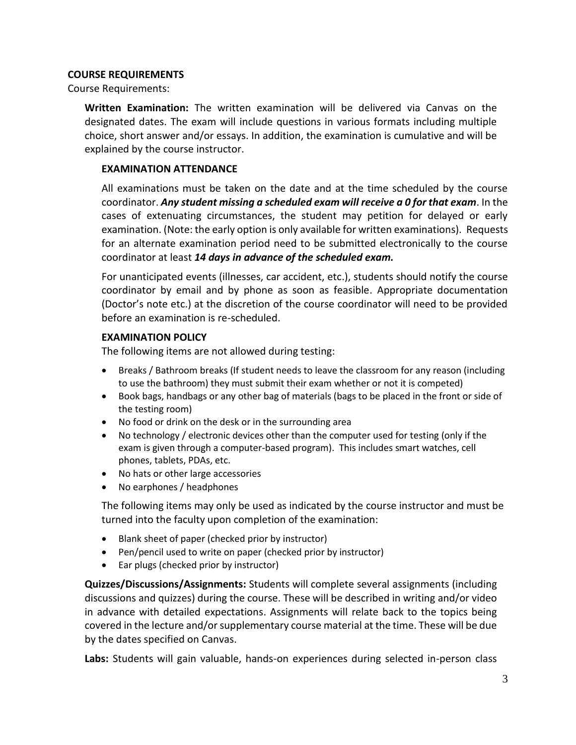## COURSE REQUIREMENTS

Course Requirements:

**Written Examination:** The written examination will be delivered via Canvas on the designated dates. The exam will include questions in various formats including multiple choice, short answer and/or essays. In addition, the examination is cumulative and will be explained by the course instructor.

### EXAMINATION ATTENDANCE

All examinations must be taken on the date and at the time scheduled by the course coordinator. ***Any student missing a scheduled exam will receive a 0 for that exam***. In the cases of extenuating circumstances, the student may petition for delayed or early examination. (Note: the early option is only available for written examinations). Requests for an alternate examination period need to be submitted electronically to the course coordinator at least ***14 days in advance of the scheduled exam.***

For unanticipated events (illnesses, car accident, etc.), students should notify the course coordinator by email and by phone as soon as feasible. Appropriate documentation (Doctor's note etc.) at the discretion of the course coordinator will need to be provided before an examination is re-scheduled.

### EXAMINATION POLICY

The following items are not allowed during testing:

- Breaks / Bathroom breaks (If student needs to leave the classroom for any reason (including to use the bathroom) they must submit their exam whether or not it is competed)
- Book bags, handbags or any other bag of materials (bags to be placed in the front or side of the testing room)
- No food or drink on the desk or in the surrounding area
- No technology / electronic devices other than the computer used for testing (only if the exam is given through a computer-based program). This includes smart watches, cell phones, tablets, PDAs, etc.
- No hats or other large accessories
- No earphones / headphones

The following items may only be used as indicated by the course instructor and must be turned into the faculty upon completion of the examination:

- Blank sheet of paper (checked prior by instructor)
- Pen/pencil used to write on paper (checked prior by instructor)
- Ear plugs (checked prior by instructor)

**Quizzes/Discussions/Assignments:** Students will complete several assignments (including discussions and quizzes) during the course. These will be described in writing and/or video in advance with detailed expectations. Assignments will relate back to the topics being covered in the lecture and/or supplementary course material at the time. These will be due by the dates specified on Canvas.

**Labs:** Students will gain valuable, hands-on experiences during selected in-person class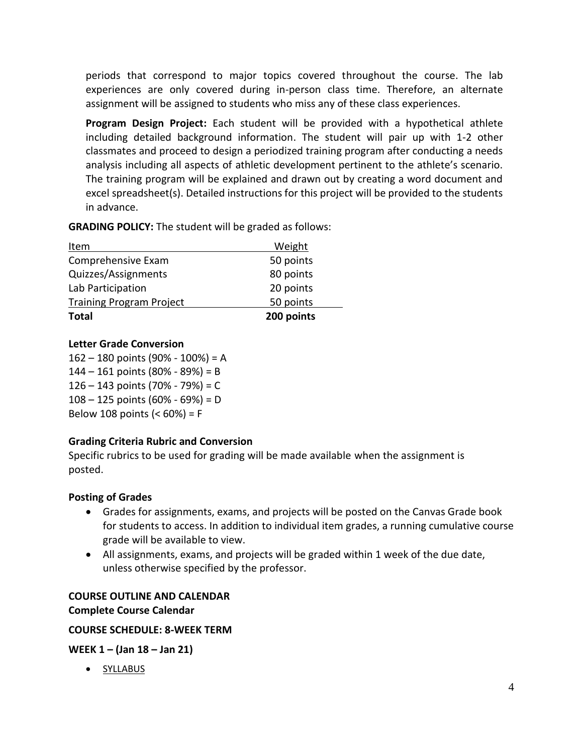periods that correspond to major topics covered throughout the course. The lab experiences are only covered during in-person class time. Therefore, an alternate assignment will be assigned to students who miss any of these class experiences.

**Program Design Project:** Each student will be provided with a hypothetical athlete including detailed background information. The student will pair up with 1-2 other classmates and proceed to design a periodized training program after conducting a needs analysis including all aspects of athletic development pertinent to the athlete's scenario. The training program will be explained and drawn out by creating a word document and excel spreadsheet(s). Detailed instructions for this project will be provided to the students in advance.

**GRADING POLICY:** The student will be graded as follows:

| Item | Weight |
|---|---|
| Comprehensive Exam | 50 points |
| Quizzes/Assignments | 80 points |
| Lab Participation | 20 points |
| Training Program Project | 50 points |
| **Total** | **200 points** |

**Letter Grade Conversion**

162 – 180 points (90% - 100%) = A
144 – 161 points (80% - 89%) = B
126 – 143 points (70% - 79%) = C
108 – 125 points (60% - 69%) = D
Below 108 points (< 60%) = F

**Grading Criteria Rubric and Conversion**

Specific rubrics to be used for grading will be made available when the assignment is posted.

**Posting of Grades**

- Grades for assignments, exams, and projects will be posted on the Canvas Grade book for students to access. In addition to individual item grades, a running cumulative course grade will be available to view.
- All assignments, exams, and projects will be graded within 1 week of the due date, unless otherwise specified by the professor.

**COURSE OUTLINE AND CALENDAR**
**Complete Course Calendar**

**COURSE SCHEDULE: 8-WEEK TERM**

**WEEK 1 – (Jan 18 – Jan 21)**

- SYLLABUS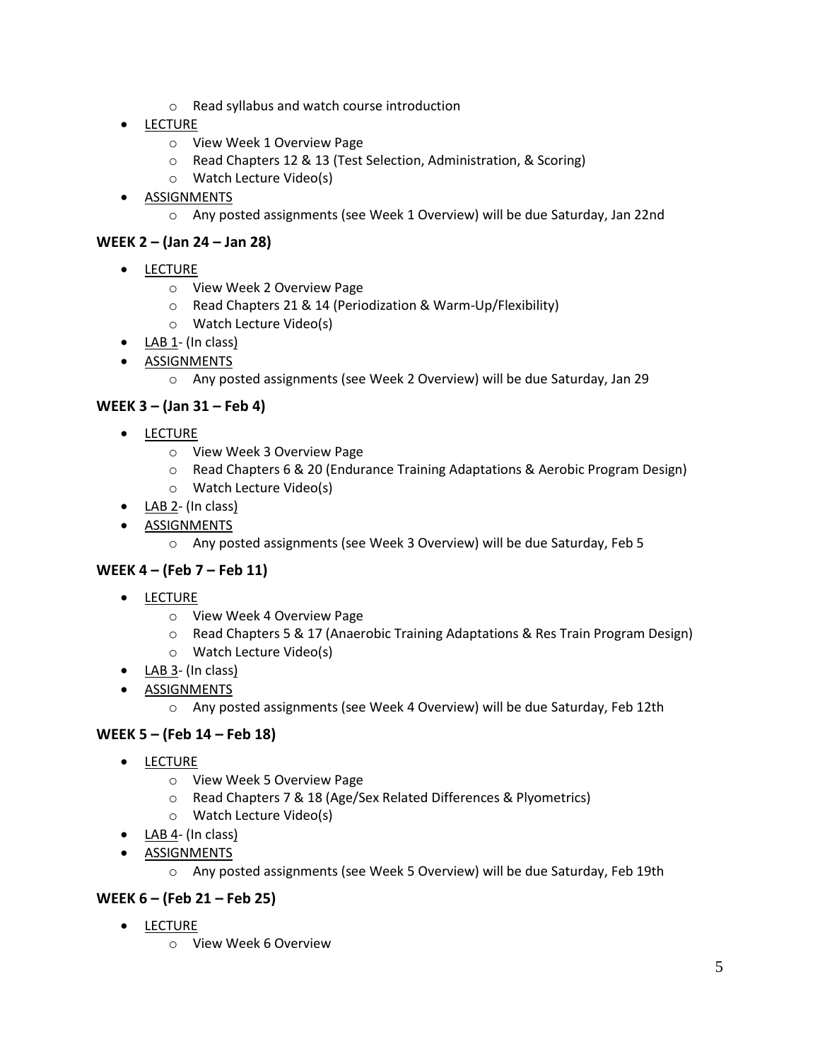- Read syllabus and watch course introduction

- LECTURE
  - View Week 1 Overview Page
  - Read Chapters 12 & 13 (Test Selection, Administration, & Scoring)
  - Watch Lecture Video(s)
- ASSIGNMENTS
  - Any posted assignments (see Week 1 Overview) will be due Saturday, Jan 22nd

### WEEK 2 – (Jan 24 – Jan 28)

- LECTURE
  - View Week 2 Overview Page
  - Read Chapters 21 & 14 (Periodization & Warm-Up/Flexibility)
  - Watch Lecture Video(s)
- LAB 1- (In class)
- ASSIGNMENTS
  - Any posted assignments (see Week 2 Overview) will be due Saturday, Jan 29

### WEEK 3 – (Jan 31 – Feb 4)

- LECTURE
  - View Week 3 Overview Page
  - Read Chapters 6 & 20 (Endurance Training Adaptations & Aerobic Program Design)
  - Watch Lecture Video(s)
- LAB 2- (In class)
- ASSIGNMENTS
  - Any posted assignments (see Week 3 Overview) will be due Saturday, Feb 5

### WEEK 4 – (Feb 7 – Feb 11)

- LECTURE
  - View Week 4 Overview Page
  - Read Chapters 5 & 17 (Anaerobic Training Adaptations & Res Train Program Design)
  - Watch Lecture Video(s)
- LAB 3- (In class)
- ASSIGNMENTS
  - Any posted assignments (see Week 4 Overview) will be due Saturday, Feb 12th

### WEEK 5 – (Feb 14 – Feb 18)

- LECTURE
  - View Week 5 Overview Page
  - Read Chapters 7 & 18 (Age/Sex Related Differences & Plyometrics)
  - Watch Lecture Video(s)
- LAB 4- (In class)
- ASSIGNMENTS
  - Any posted assignments (see Week 5 Overview) will be due Saturday, Feb 19th

### WEEK 6 – (Feb 21 – Feb 25)

- LECTURE
  - View Week 6 Overview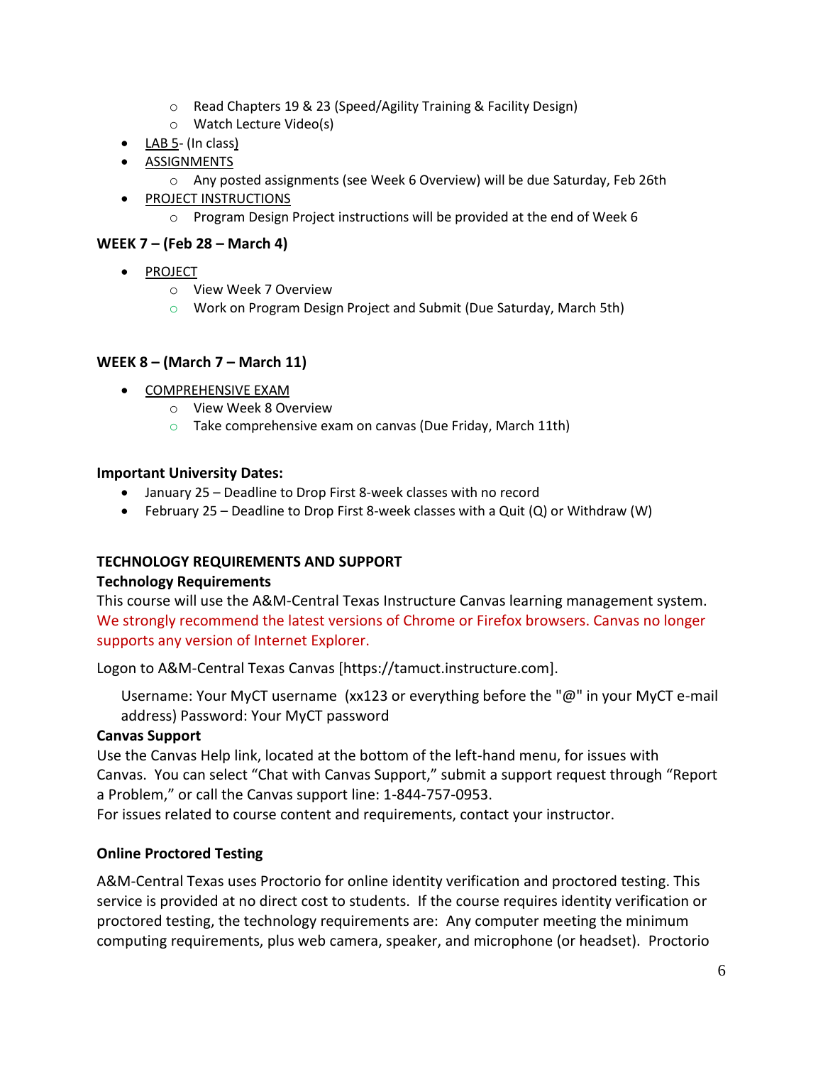- Read Chapters 19 & 23 (Speed/Agility Training & Facility Design)
  - Watch Lecture Video(s)
- LAB 5- (In class)
- ASSIGNMENTS
  - Any posted assignments (see Week 6 Overview) will be due Saturday, Feb 26th
- PROJECT INSTRUCTIONS
  - Program Design Project instructions will be provided at the end of Week 6

**WEEK 7 – (Feb 28 – March 4)**

- PROJECT
  - View Week 7 Overview
  - Work on Program Design Project and Submit (Due Saturday, March 5th)

**WEEK 8 – (March 7 – March 11)**

- COMPREHENSIVE EXAM
  - View Week 8 Overview
  - Take comprehensive exam on canvas (Due Friday, March 11th)

**Important University Dates:**

- January 25 – Deadline to Drop First 8-week classes with no record
- February 25 – Deadline to Drop First 8-week classes with a Quit (Q) or Withdraw (W)

**TECHNOLOGY REQUIREMENTS AND SUPPORT**

**Technology Requirements**

This course will use the A&M-Central Texas Instructure Canvas learning management system. We strongly recommend the latest versions of Chrome or Firefox browsers. Canvas no longer supports any version of Internet Explorer.

Logon to A&M-Central Texas Canvas [https://tamuct.instructure.com].

Username: Your MyCT username (xx123 or everything before the "@" in your MyCT e-mail address) Password: Your MyCT password

**Canvas Support**

Use the Canvas Help link, located at the bottom of the left-hand menu, for issues with Canvas. You can select "Chat with Canvas Support," submit a support request through "Report a Problem," or call the Canvas support line: 1-844-757-0953.
For issues related to course content and requirements, contact your instructor.

**Online Proctored Testing**

A&M-Central Texas uses Proctorio for online identity verification and proctored testing. This service is provided at no direct cost to students. If the course requires identity verification or proctored testing, the technology requirements are: Any computer meeting the minimum computing requirements, plus web camera, speaker, and microphone (or headset). Proctorio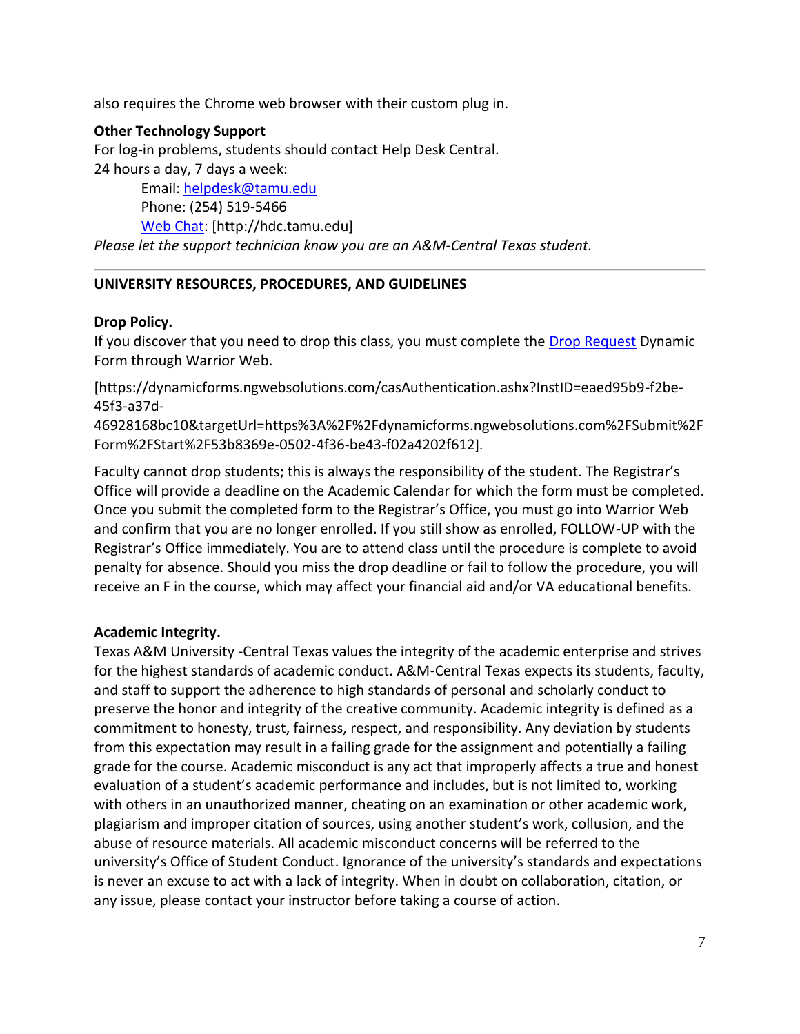also requires the Chrome web browser with their custom plug in.

**Other Technology Support**
For log-in problems, students should contact Help Desk Central.
24 hours a day, 7 days a week:

Email: [helpdesk@tamu.edu](mailto:helpdesk@tamu.edu)
Phone: (254) 519-5466
[Web Chat](http://hdc.tamu.edu): [http://hdc.tamu.edu]

*Please let the support technician know you are an A&M-Central Texas student.*

---

**UNIVERSITY RESOURCES, PROCEDURES, AND GUIDELINES**

**Drop Policy.**
If you discover that you need to drop this class, you must complete the [Drop Request](https://dynamicforms.ngwebsolutions.com/casAuthentication.ashx?InstID=eaed95b9-f2be-45f3-a37d-46928168bc10&targetUrl=https%3A%2F%2Fdynamicforms.ngwebsolutions.com%2FSubmit%2FForm%2FStart%2F53b8369e-0502-4f36-be43-f02a4202f612) Dynamic Form through Warrior Web.

[https://dynamicforms.ngwebsolutions.com/casAuthentication.ashx?InstID=eaed95b9-f2be-45f3-a37d-46928168bc10&targetUrl=https%3A%2F%2Fdynamicforms.ngwebsolutions.com%2FSubmit%2FForm%2FStart%2F53b8369e-0502-4f36-be43-f02a4202f612].

Faculty cannot drop students; this is always the responsibility of the student. The Registrar's Office will provide a deadline on the Academic Calendar for which the form must be completed. Once you submit the completed form to the Registrar's Office, you must go into Warrior Web and confirm that you are no longer enrolled. If you still show as enrolled, FOLLOW-UP with the Registrar's Office immediately. You are to attend class until the procedure is complete to avoid penalty for absence. Should you miss the drop deadline or fail to follow the procedure, you will receive an F in the course, which may affect your financial aid and/or VA educational benefits.

**Academic Integrity.**
Texas A&M University -Central Texas values the integrity of the academic enterprise and strives for the highest standards of academic conduct. A&M-Central Texas expects its students, faculty, and staff to support the adherence to high standards of personal and scholarly conduct to preserve the honor and integrity of the creative community. Academic integrity is defined as a commitment to honesty, trust, fairness, respect, and responsibility. Any deviation by students from this expectation may result in a failing grade for the assignment and potentially a failing grade for the course. Academic misconduct is any act that improperly affects a true and honest evaluation of a student's academic performance and includes, but is not limited to, working with others in an unauthorized manner, cheating on an examination or other academic work, plagiarism and improper citation of sources, using another student's work, collusion, and the abuse of resource materials. All academic misconduct concerns will be referred to the university's Office of Student Conduct. Ignorance of the university's standards and expectations is never an excuse to act with a lack of integrity. When in doubt on collaboration, citation, or any issue, please contact your instructor before taking a course of action.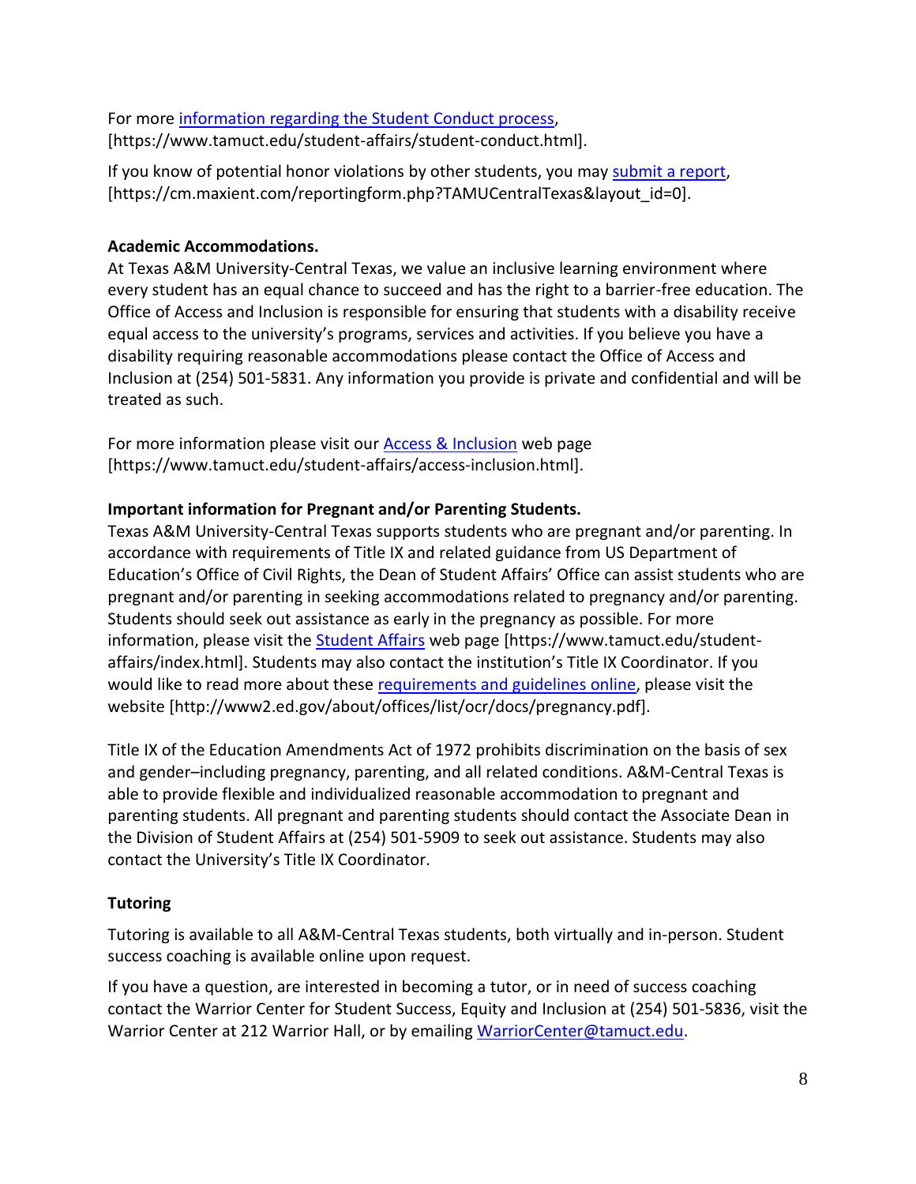For more [information regarding the Student Conduct process](https://www.tamuct.edu/student-affairs/student-conduct.html), [https://www.tamuct.edu/student-affairs/student-conduct.html].

If you know of potential honor violations by other students, you may [submit a report](https://cm.maxient.com/reportingform.php?TAMUCentralTexas&layout_id=0), [https://cm.maxient.com/reportingform.php?TAMUCentralTexas&layout_id=0].

**Academic Accommodations.**

At Texas A&M University-Central Texas, we value an inclusive learning environment where every student has an equal chance to succeed and has the right to a barrier-free education. The Office of Access and Inclusion is responsible for ensuring that students with a disability receive equal access to the university's programs, services and activities. If you believe you have a disability requiring reasonable accommodations please contact the Office of Access and Inclusion at (254) 501-5831. Any information you provide is private and confidential and will be treated as such.

For more information please visit our [Access & Inclusion](https://www.tamuct.edu/student-affairs/access-inclusion.html) web page [https://www.tamuct.edu/student-affairs/access-inclusion.html].

**Important information for Pregnant and/or Parenting Students.**

Texas A&M University-Central Texas supports students who are pregnant and/or parenting. In accordance with requirements of Title IX and related guidance from US Department of Education's Office of Civil Rights, the Dean of Student Affairs' Office can assist students who are pregnant and/or parenting in seeking accommodations related to pregnancy and/or parenting. Students should seek out assistance as early in the pregnancy as possible. For more information, please visit the [Student Affairs](https://www.tamuct.edu/student-affairs/index.html) web page [https://www.tamuct.edu/student-affairs/index.html]. Students may also contact the institution's Title IX Coordinator. If you would like to read more about these [requirements and guidelines online](http://www2.ed.gov/about/offices/list/ocr/docs/pregnancy.pdf), please visit the website [http://www2.ed.gov/about/offices/list/ocr/docs/pregnancy.pdf].

Title IX of the Education Amendments Act of 1972 prohibits discrimination on the basis of sex and gender–including pregnancy, parenting, and all related conditions. A&M-Central Texas is able to provide flexible and individualized reasonable accommodation to pregnant and parenting students. All pregnant and parenting students should contact the Associate Dean in the Division of Student Affairs at (254) 501-5909 to seek out assistance. Students may also contact the University's Title IX Coordinator.

**Tutoring**

Tutoring is available to all A&M-Central Texas students, both virtually and in-person. Student success coaching is available online upon request.

If you have a question, are interested in becoming a tutor, or in need of success coaching contact the Warrior Center for Student Success, Equity and Inclusion at (254) 501-5836, visit the Warrior Center at 212 Warrior Hall, or by emailing [WarriorCenter@tamuct.edu](mailto:WarriorCenter@tamuct.edu).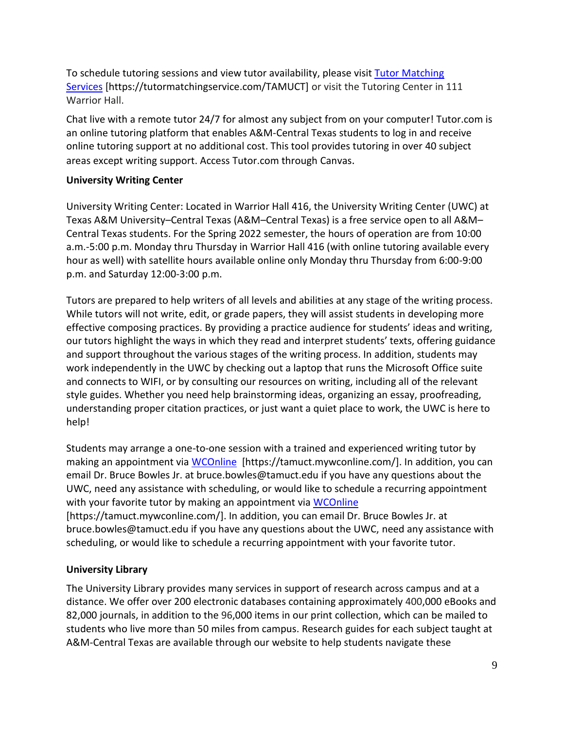To schedule tutoring sessions and view tutor availability, please visit [Tutor Matching Services](https://tutormatchingservice.com/TAMUCT) [https://tutormatchingservice.com/TAMUCT] or visit the Tutoring Center in 111 Warrior Hall.

Chat live with a remote tutor 24/7 for almost any subject from on your computer! Tutor.com is an online tutoring platform that enables A&M-Central Texas students to log in and receive online tutoring support at no additional cost. This tool provides tutoring in over 40 subject areas except writing support. Access Tutor.com through Canvas.

**University Writing Center**

University Writing Center: Located in Warrior Hall 416, the University Writing Center (UWC) at Texas A&M University–Central Texas (A&M–Central Texas) is a free service open to all A&M–Central Texas students. For the Spring 2022 semester, the hours of operation are from 10:00 a.m.-5:00 p.m. Monday thru Thursday in Warrior Hall 416 (with online tutoring available every hour as well) with satellite hours available online only Monday thru Thursday from 6:00-9:00 p.m. and Saturday 12:00-3:00 p.m.

Tutors are prepared to help writers of all levels and abilities at any stage of the writing process. While tutors will not write, edit, or grade papers, they will assist students in developing more effective composing practices. By providing a practice audience for students' ideas and writing, our tutors highlight the ways in which they read and interpret students' texts, offering guidance and support throughout the various stages of the writing process. In addition, students may work independently in the UWC by checking out a laptop that runs the Microsoft Office suite and connects to WIFI, or by consulting our resources on writing, including all of the relevant style guides. Whether you need help brainstorming ideas, organizing an essay, proofreading, understanding proper citation practices, or just want a quiet place to work, the UWC is here to help!

Students may arrange a one-to-one session with a trained and experienced writing tutor by making an appointment via [WCOnline](https://tamuct.mywconline.com/) [https://tamuct.mywconline.com/]. In addition, you can email Dr. Bruce Bowles Jr. at bruce.bowles@tamuct.edu if you have any questions about the UWC, need any assistance with scheduling, or would like to schedule a recurring appointment with your favorite tutor by making an appointment via [WCOnline](https://tamuct.mywconline.com/) [https://tamuct.mywconline.com/]. In addition, you can email Dr. Bruce Bowles Jr. at bruce.bowles@tamuct.edu if you have any questions about the UWC, need any assistance with scheduling, or would like to schedule a recurring appointment with your favorite tutor.

**University Library**

The University Library provides many services in support of research across campus and at a distance. We offer over 200 electronic databases containing approximately 400,000 eBooks and 82,000 journals, in addition to the 96,000 items in our print collection, which can be mailed to students who live more than 50 miles from campus. Research guides for each subject taught at A&M-Central Texas are available through our website to help students navigate these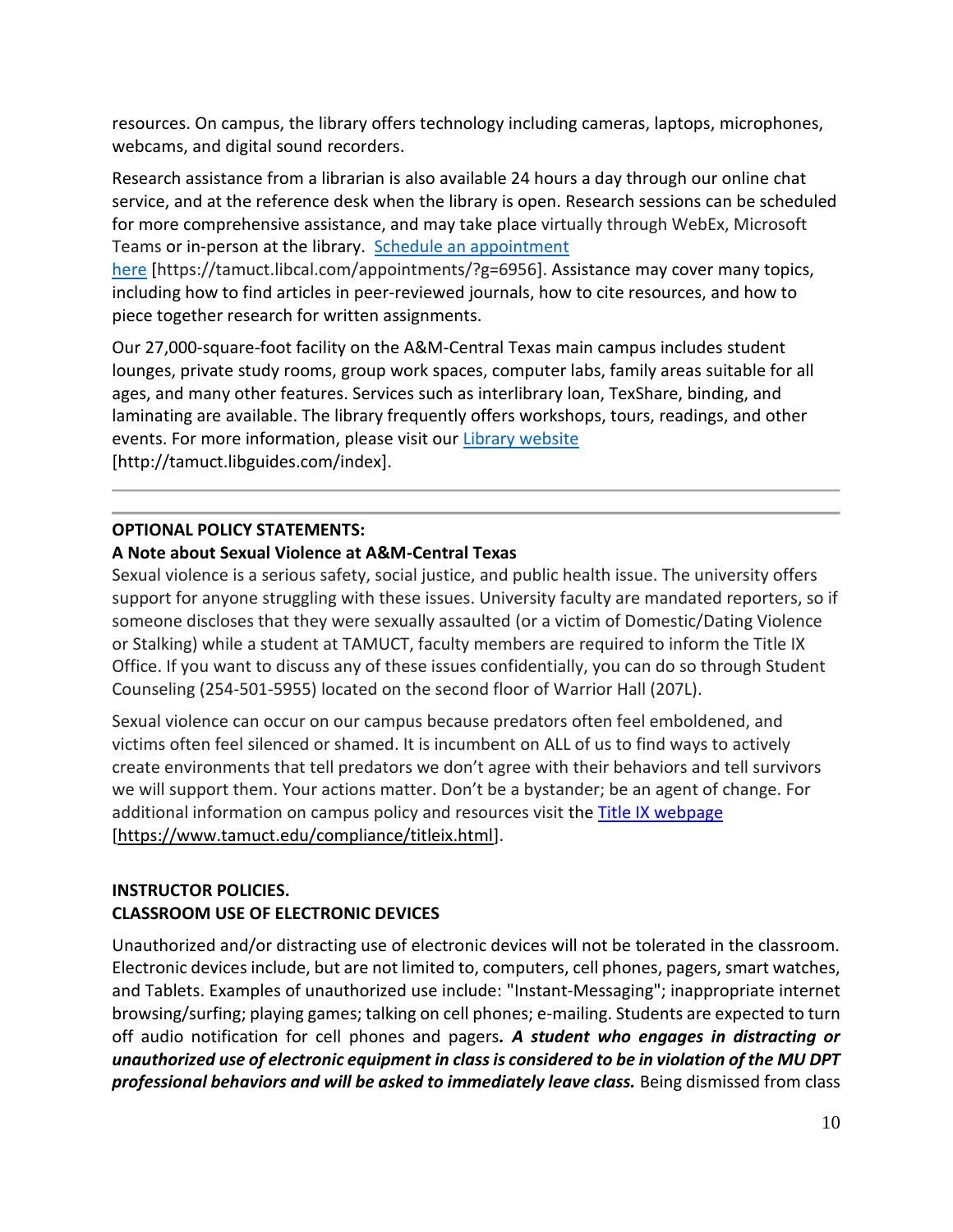resources. On campus, the library offers technology including cameras, laptops, microphones, webcams, and digital sound recorders.

Research assistance from a librarian is also available 24 hours a day through our online chat service, and at the reference desk when the library is open. Research sessions can be scheduled for more comprehensive assistance, and may take place virtually through WebEx, Microsoft Teams or in-person at the library. [Schedule an appointment here](https://tamuct.libcal.com/appointments/?g=6956) [https://tamuct.libcal.com/appointments/?g=6956]. Assistance may cover many topics, including how to find articles in peer-reviewed journals, how to cite resources, and how to piece together research for written assignments.

Our 27,000-square-foot facility on the A&M-Central Texas main campus includes student lounges, private study rooms, group work spaces, computer labs, family areas suitable for all ages, and many other features. Services such as interlibrary loan, TexShare, binding, and laminating are available. The library frequently offers workshops, tours, readings, and other events. For more information, please visit our [Library website](http://tamuct.libguides.com/index) [http://tamuct.libguides.com/index].

---

**OPTIONAL POLICY STATEMENTS:**

**A Note about Sexual Violence at A&M-Central Texas**

Sexual violence is a serious safety, social justice, and public health issue. The university offers support for anyone struggling with these issues. University faculty are mandated reporters, so if someone discloses that they were sexually assaulted (or a victim of Domestic/Dating Violence or Stalking) while a student at TAMUCT, faculty members are required to inform the Title IX Office. If you want to discuss any of these issues confidentially, you can do so through Student Counseling (254-501-5955) located on the second floor of Warrior Hall (207L).

Sexual violence can occur on our campus because predators often feel emboldened, and victims often feel silenced or shamed. It is incumbent on ALL of us to find ways to actively create environments that tell predators we don't agree with their behaviors and tell survivors we will support them. Your actions matter. Don't be a bystander; be an agent of change. For additional information on campus policy and resources visit the [Title IX webpage](https://www.tamuct.edu/compliance/titleix.html) [https://www.tamuct.edu/compliance/titleix.html].

**INSTRUCTOR POLICIES.**

**CLASSROOM USE OF ELECTRONIC DEVICES**

Unauthorized and/or distracting use of electronic devices will not be tolerated in the classroom. Electronic devices include, but are not limited to, computers, cell phones, pagers, smart watches, and Tablets. Examples of unauthorized use include: "Instant-Messaging"; inappropriate internet browsing/surfing; playing games; talking on cell phones; e-mailing. Students are expected to turn off audio notification for cell phones and pagers**.** ***A student who engages in distracting or unauthorized use of electronic equipment in class is considered to be in violation of the MU DPT professional behaviors and will be asked to immediately leave class.*** Being dismissed from class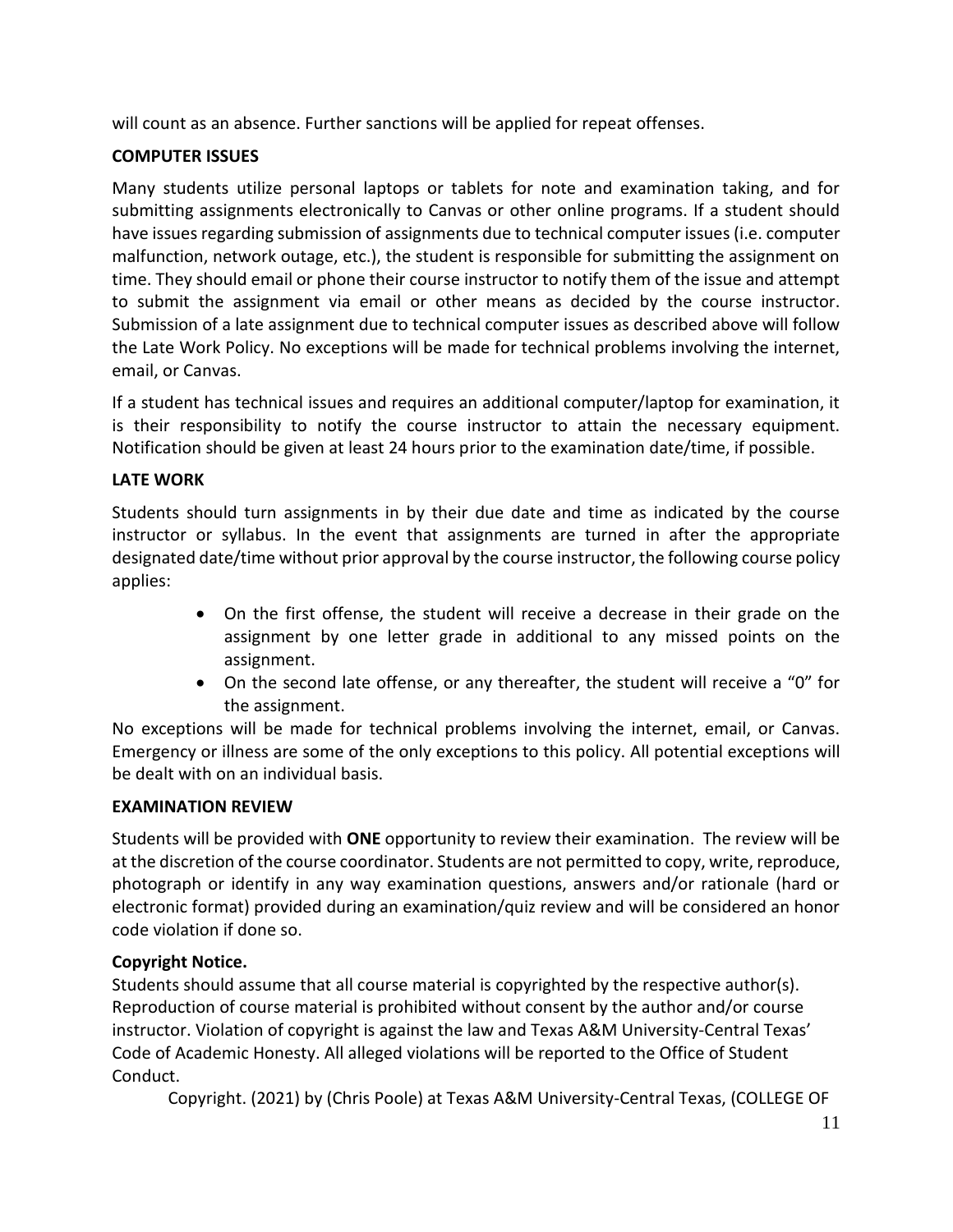will count as an absence. Further sanctions will be applied for repeat offenses.

**COMPUTER ISSUES**

Many students utilize personal laptops or tablets for note and examination taking, and for submitting assignments electronically to Canvas or other online programs. If a student should have issues regarding submission of assignments due to technical computer issues (i.e. computer malfunction, network outage, etc.), the student is responsible for submitting the assignment on time. They should email or phone their course instructor to notify them of the issue and attempt to submit the assignment via email or other means as decided by the course instructor. Submission of a late assignment due to technical computer issues as described above will follow the Late Work Policy. No exceptions will be made for technical problems involving the internet, email, or Canvas.

If a student has technical issues and requires an additional computer/laptop for examination, it is their responsibility to notify the course instructor to attain the necessary equipment. Notification should be given at least 24 hours prior to the examination date/time, if possible.

**LATE WORK**

Students should turn assignments in by their due date and time as indicated by the course instructor or syllabus. In the event that assignments are turned in after the appropriate designated date/time without prior approval by the course instructor, the following course policy applies:

- On the first offense, the student will receive a decrease in their grade on the assignment by one letter grade in additional to any missed points on the assignment.
- On the second late offense, or any thereafter, the student will receive a "0" for the assignment.

No exceptions will be made for technical problems involving the internet, email, or Canvas. Emergency or illness are some of the only exceptions to this policy. All potential exceptions will be dealt with on an individual basis.

**EXAMINATION REVIEW**

Students will be provided with **ONE** opportunity to review their examination. The review will be at the discretion of the course coordinator. Students are not permitted to copy, write, reproduce, photograph or identify in any way examination questions, answers and/or rationale (hard or electronic format) provided during an examination/quiz review and will be considered an honor code violation if done so.

**Copyright Notice.**

Students should assume that all course material is copyrighted by the respective author(s). Reproduction of course material is prohibited without consent by the author and/or course instructor. Violation of copyright is against the law and Texas A&M University-Central Texas' Code of Academic Honesty. All alleged violations will be reported to the Office of Student Conduct.

Copyright. (2021) by (Chris Poole) at Texas A&M University-Central Texas, (COLLEGE OF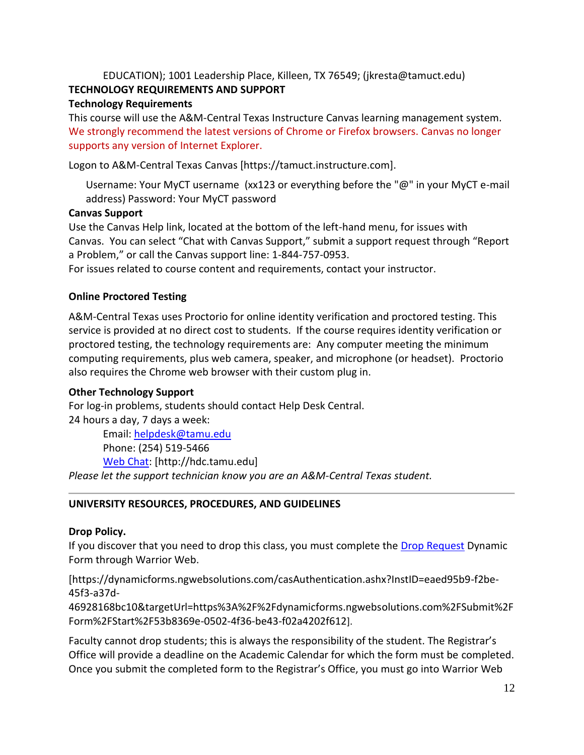EDUCATION); 1001 Leadership Place, Killeen, TX 76549; (jkresta@tamuct.edu)

**TECHNOLOGY REQUIREMENTS AND SUPPORT**

**Technology Requirements**

This course will use the A&M-Central Texas Instructure Canvas learning management system. We strongly recommend the latest versions of Chrome or Firefox browsers. Canvas no longer supports any version of Internet Explorer.

Logon to A&M-Central Texas Canvas [https://tamuct.instructure.com].

Username: Your MyCT username (xx123 or everything before the "@" in your MyCT e-mail address) Password: Your MyCT password

**Canvas Support**

Use the Canvas Help link, located at the bottom of the left-hand menu, for issues with Canvas. You can select "Chat with Canvas Support," submit a support request through "Report a Problem," or call the Canvas support line: 1-844-757-0953.

For issues related to course content and requirements, contact your instructor.

**Online Proctored Testing**

A&M-Central Texas uses Proctorio for online identity verification and proctored testing. This service is provided at no direct cost to students. If the course requires identity verification or proctored testing, the technology requirements are: Any computer meeting the minimum computing requirements, plus web camera, speaker, and microphone (or headset). Proctorio also requires the Chrome web browser with their custom plug in.

**Other Technology Support**

For log-in problems, students should contact Help Desk Central.

24 hours a day, 7 days a week:

Email: helpdesk@tamu.edu
Phone: (254) 519-5466
Web Chat: [http://hdc.tamu.edu]

*Please let the support technician know you are an A&M-Central Texas student.*

---

**UNIVERSITY RESOURCES, PROCEDURES, AND GUIDELINES**

**Drop Policy.**

If you discover that you need to drop this class, you must complete the Drop Request Dynamic Form through Warrior Web.

[https://dynamicforms.ngwebsolutions.com/casAuthentication.ashx?InstID=eaed95b9-f2be-45f3-a37d-46928168bc10&targetUrl=https%3A%2F%2Fdynamicforms.ngwebsolutions.com%2FSubmit%2FForm%2FStart%2F53b8369e-0502-4f36-be43-f02a4202f612].

Faculty cannot drop students; this is always the responsibility of the student. The Registrar's Office will provide a deadline on the Academic Calendar for which the form must be completed. Once you submit the completed form to the Registrar's Office, you must go into Warrior Web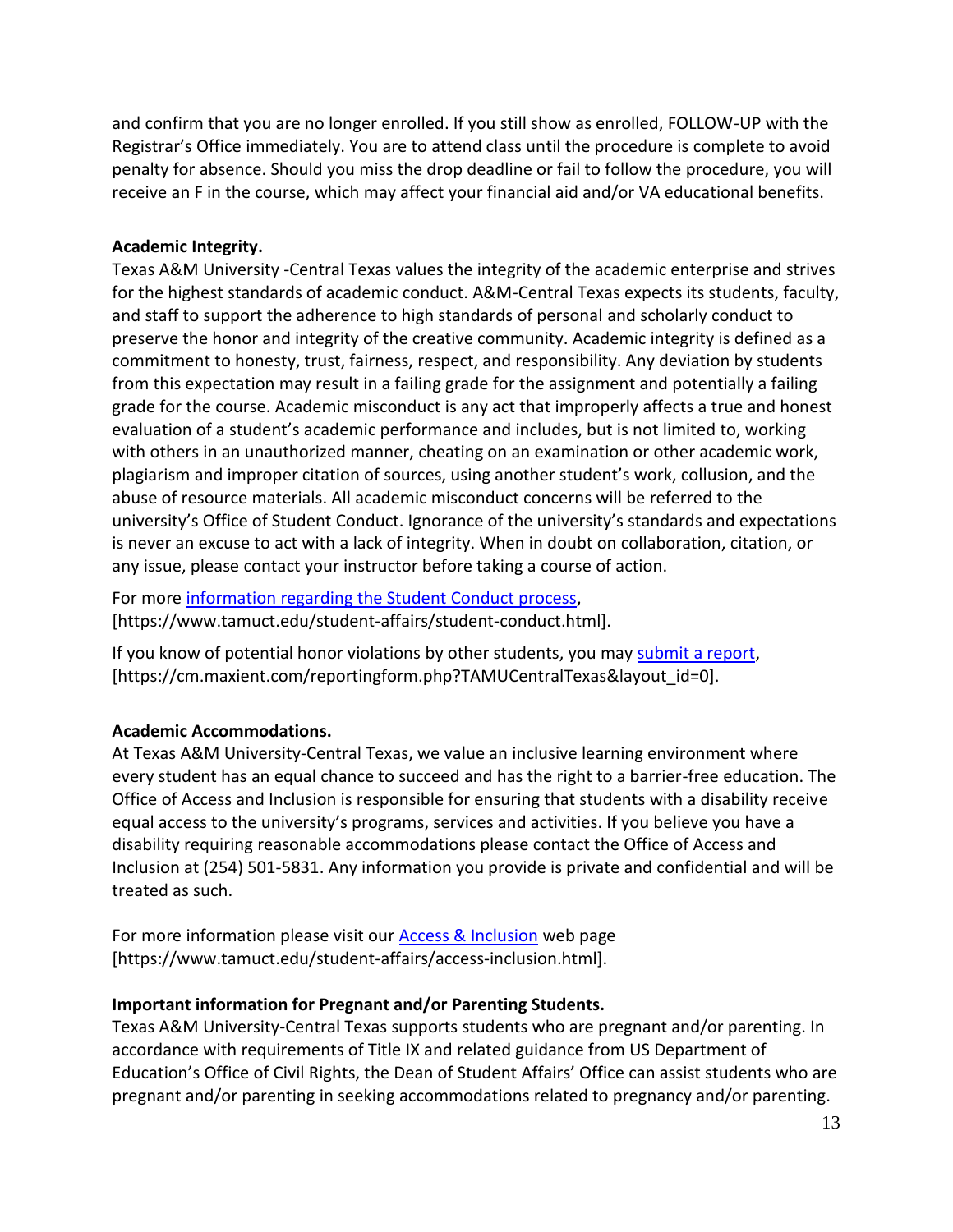and confirm that you are no longer enrolled. If you still show as enrolled, FOLLOW-UP with the Registrar's Office immediately. You are to attend class until the procedure is complete to avoid penalty for absence. Should you miss the drop deadline or fail to follow the procedure, you will receive an F in the course, which may affect your financial aid and/or VA educational benefits.

**Academic Integrity.**

Texas A&M University -Central Texas values the integrity of the academic enterprise and strives for the highest standards of academic conduct. A&M-Central Texas expects its students, faculty, and staff to support the adherence to high standards of personal and scholarly conduct to preserve the honor and integrity of the creative community. Academic integrity is defined as a commitment to honesty, trust, fairness, respect, and responsibility. Any deviation by students from this expectation may result in a failing grade for the assignment and potentially a failing grade for the course. Academic misconduct is any act that improperly affects a true and honest evaluation of a student's academic performance and includes, but is not limited to, working with others in an unauthorized manner, cheating on an examination or other academic work, plagiarism and improper citation of sources, using another student's work, collusion, and the abuse of resource materials. All academic misconduct concerns will be referred to the university's Office of Student Conduct. Ignorance of the university's standards and expectations is never an excuse to act with a lack of integrity. When in doubt on collaboration, citation, or any issue, please contact your instructor before taking a course of action.

For more information regarding the Student Conduct process, [https://www.tamuct.edu/student-affairs/student-conduct.html].

If you know of potential honor violations by other students, you may submit a report, [https://cm.maxient.com/reportingform.php?TAMUCentralTexas&layout_id=0].

**Academic Accommodations.**

At Texas A&M University-Central Texas, we value an inclusive learning environment where every student has an equal chance to succeed and has the right to a barrier-free education. The Office of Access and Inclusion is responsible for ensuring that students with a disability receive equal access to the university's programs, services and activities. If you believe you have a disability requiring reasonable accommodations please contact the Office of Access and Inclusion at (254) 501-5831. Any information you provide is private and confidential and will be treated as such.

For more information please visit our Access & Inclusion web page [https://www.tamuct.edu/student-affairs/access-inclusion.html].

**Important information for Pregnant and/or Parenting Students.**

Texas A&M University-Central Texas supports students who are pregnant and/or parenting. In accordance with requirements of Title IX and related guidance from US Department of Education's Office of Civil Rights, the Dean of Student Affairs' Office can assist students who are pregnant and/or parenting in seeking accommodations related to pregnancy and/or parenting.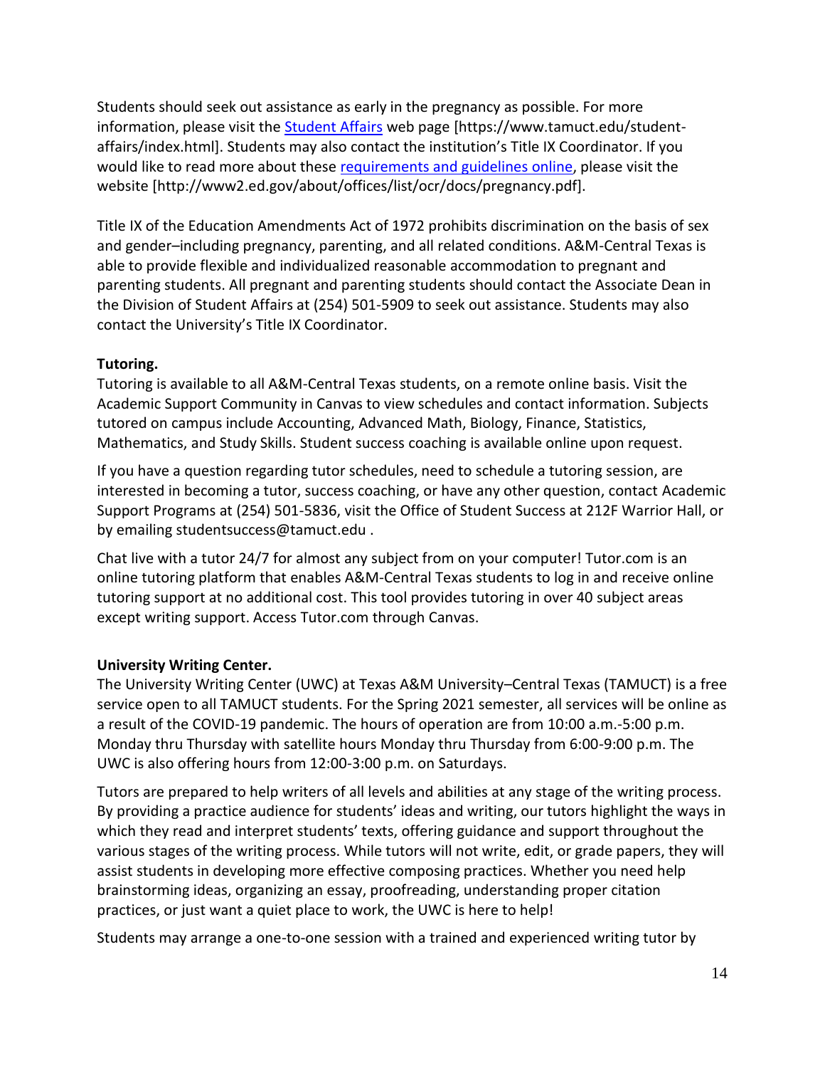Students should seek out assistance as early in the pregnancy as possible. For more information, please visit the [Student Affairs](https://www.tamuct.edu/student-affairs/index.html) web page [https://www.tamuct.edu/student-affairs/index.html]. Students may also contact the institution's Title IX Coordinator. If you would like to read more about these [requirements and guidelines online](http://www2.ed.gov/about/offices/list/ocr/docs/pregnancy.pdf), please visit the website [http://www2.ed.gov/about/offices/list/ocr/docs/pregnancy.pdf].

Title IX of the Education Amendments Act of 1972 prohibits discrimination on the basis of sex and gender–including pregnancy, parenting, and all related conditions. A&M-Central Texas is able to provide flexible and individualized reasonable accommodation to pregnant and parenting students. All pregnant and parenting students should contact the Associate Dean in the Division of Student Affairs at (254) 501-5909 to seek out assistance. Students may also contact the University's Title IX Coordinator.

**Tutoring.**
Tutoring is available to all A&M-Central Texas students, on a remote online basis. Visit the Academic Support Community in Canvas to view schedules and contact information. Subjects tutored on campus include Accounting, Advanced Math, Biology, Finance, Statistics, Mathematics, and Study Skills. Student success coaching is available online upon request.

If you have a question regarding tutor schedules, need to schedule a tutoring session, are interested in becoming a tutor, success coaching, or have any other question, contact Academic Support Programs at (254) 501-5836, visit the Office of Student Success at 212F Warrior Hall, or by emailing studentsuccess@tamuct.edu .

Chat live with a tutor 24/7 for almost any subject from on your computer! Tutor.com is an online tutoring platform that enables A&M-Central Texas students to log in and receive online tutoring support at no additional cost. This tool provides tutoring in over 40 subject areas except writing support. Access Tutor.com through Canvas.

**University Writing Center.**
The University Writing Center (UWC) at Texas A&M University–Central Texas (TAMUCT) is a free service open to all TAMUCT students. For the Spring 2021 semester, all services will be online as a result of the COVID-19 pandemic. The hours of operation are from 10:00 a.m.-5:00 p.m. Monday thru Thursday with satellite hours Monday thru Thursday from 6:00-9:00 p.m. The UWC is also offering hours from 12:00-3:00 p.m. on Saturdays.

Tutors are prepared to help writers of all levels and abilities at any stage of the writing process. By providing a practice audience for students' ideas and writing, our tutors highlight the ways in which they read and interpret students' texts, offering guidance and support throughout the various stages of the writing process. While tutors will not write, edit, or grade papers, they will assist students in developing more effective composing practices. Whether you need help brainstorming ideas, organizing an essay, proofreading, understanding proper citation practices, or just want a quiet place to work, the UWC is here to help!

Students may arrange a one-to-one session with a trained and experienced writing tutor by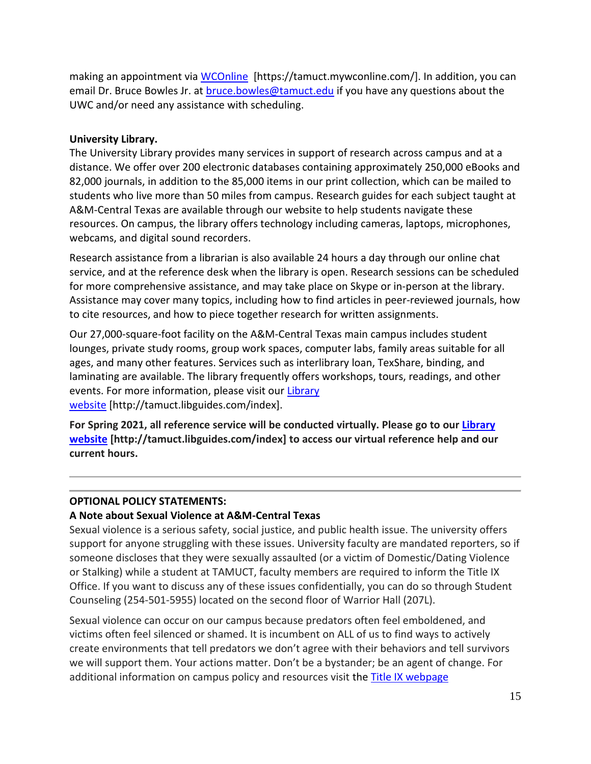making an appointment via [WCOnline](https://tamuct.mywconline.com/) [https://tamuct.mywconline.com/]. In addition, you can email Dr. Bruce Bowles Jr. at [bruce.bowles@tamuct.edu](mailto:bruce.bowles@tamuct.edu) if you have any questions about the UWC and/or need any assistance with scheduling.

**University Library.**

The University Library provides many services in support of research across campus and at a distance. We offer over 200 electronic databases containing approximately 250,000 eBooks and 82,000 journals, in addition to the 85,000 items in our print collection, which can be mailed to students who live more than 50 miles from campus. Research guides for each subject taught at A&M-Central Texas are available through our website to help students navigate these resources. On campus, the library offers technology including cameras, laptops, microphones, webcams, and digital sound recorders.

Research assistance from a librarian is also available 24 hours a day through our online chat service, and at the reference desk when the library is open. Research sessions can be scheduled for more comprehensive assistance, and may take place on Skype or in-person at the library. Assistance may cover many topics, including how to find articles in peer-reviewed journals, how to cite resources, and how to piece together research for written assignments.

Our 27,000-square-foot facility on the A&M-Central Texas main campus includes student lounges, private study rooms, group work spaces, computer labs, family areas suitable for all ages, and many other features. Services such as interlibrary loan, TexShare, binding, and laminating are available. The library frequently offers workshops, tours, readings, and other events. For more information, please visit our [Library website](http://tamuct.libguides.com/index) [http://tamuct.libguides.com/index].

**For Spring 2021, all reference service will be conducted virtually. Please go to our [Library website](http://tamuct.libguides.com/index) [http://tamuct.libguides.com/index] to access our virtual reference help and our current hours.**

---

**OPTIONAL POLICY STATEMENTS:**

**A Note about Sexual Violence at A&M-Central Texas**

Sexual violence is a serious safety, social justice, and public health issue. The university offers support for anyone struggling with these issues. University faculty are mandated reporters, so if someone discloses that they were sexually assaulted (or a victim of Domestic/Dating Violence or Stalking) while a student at TAMUCT, faculty members are required to inform the Title IX Office. If you want to discuss any of these issues confidentially, you can do so through Student Counseling (254-501-5955) located on the second floor of Warrior Hall (207L).

Sexual violence can occur on our campus because predators often feel emboldened, and victims often feel silenced or shamed. It is incumbent on ALL of us to find ways to actively create environments that tell predators we don't agree with their behaviors and tell survivors we will support them. Your actions matter. Don't be a bystander; be an agent of change. For additional information on campus policy and resources visit the Title IX webpage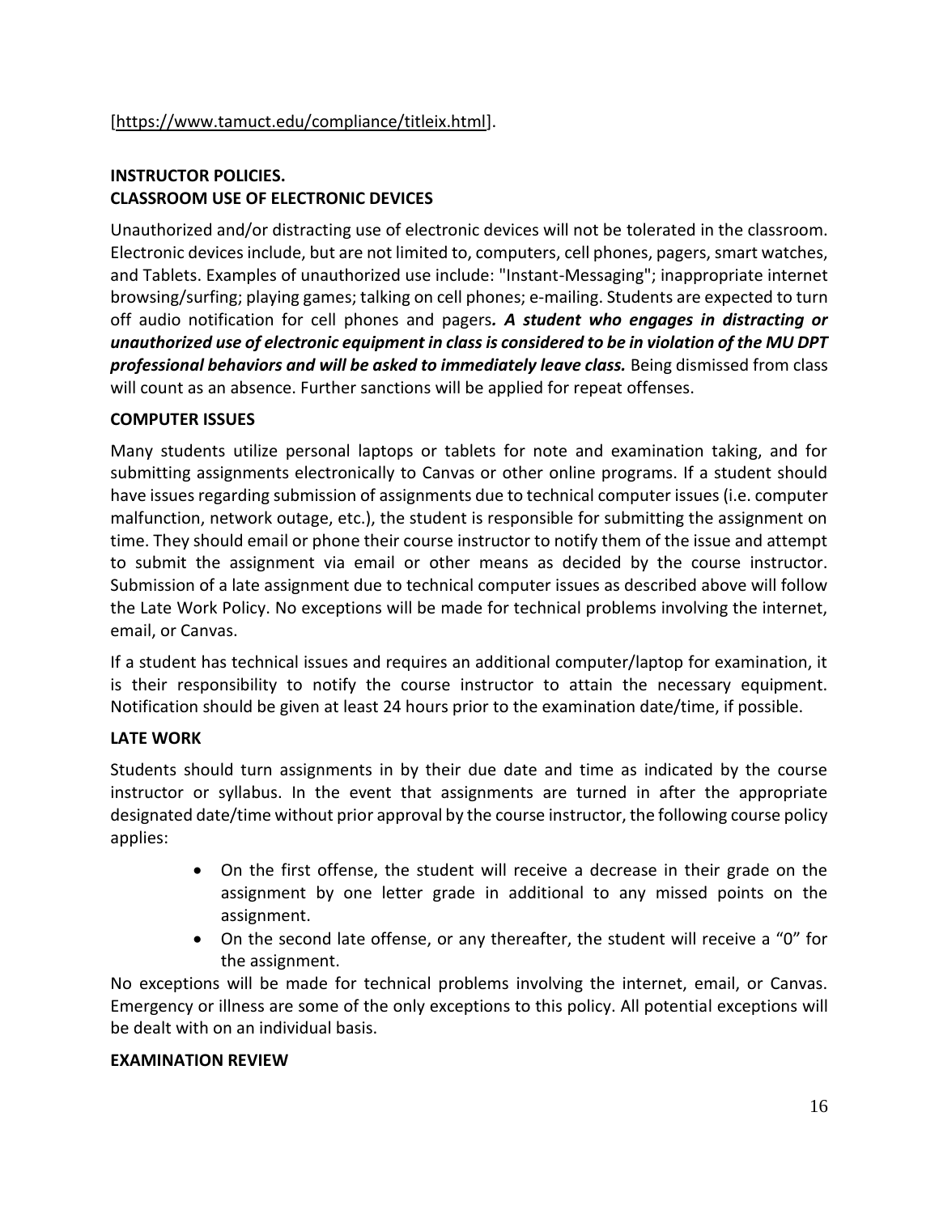[https://www.tamuct.edu/compliance/titleix.html].

**INSTRUCTOR POLICIES.**
**CLASSROOM USE OF ELECTRONIC DEVICES**

Unauthorized and/or distracting use of electronic devices will not be tolerated in the classroom. Electronic devices include, but are not limited to, computers, cell phones, pagers, smart watches, and Tablets. Examples of unauthorized use include: "Instant-Messaging"; inappropriate internet browsing/surfing; playing games; talking on cell phones; e-mailing. Students are expected to turn off audio notification for cell phones and pagers***. A student who engages in distracting or unauthorized use of electronic equipment in class is considered to be in violation of the MU DPT professional behaviors and will be asked to immediately leave class.*** Being dismissed from class will count as an absence. Further sanctions will be applied for repeat offenses.

**COMPUTER ISSUES**

Many students utilize personal laptops or tablets for note and examination taking, and for submitting assignments electronically to Canvas or other online programs. If a student should have issues regarding submission of assignments due to technical computer issues (i.e. computer malfunction, network outage, etc.), the student is responsible for submitting the assignment on time. They should email or phone their course instructor to notify them of the issue and attempt to submit the assignment via email or other means as decided by the course instructor. Submission of a late assignment due to technical computer issues as described above will follow the Late Work Policy. No exceptions will be made for technical problems involving the internet, email, or Canvas.

If a student has technical issues and requires an additional computer/laptop for examination, it is their responsibility to notify the course instructor to attain the necessary equipment. Notification should be given at least 24 hours prior to the examination date/time, if possible.

**LATE WORK**

Students should turn assignments in by their due date and time as indicated by the course instructor or syllabus. In the event that assignments are turned in after the appropriate designated date/time without prior approval by the course instructor, the following course policy applies:

- On the first offense, the student will receive a decrease in their grade on the assignment by one letter grade in additional to any missed points on the assignment.
- On the second late offense, or any thereafter, the student will receive a "0" for the assignment.

No exceptions will be made for technical problems involving the internet, email, or Canvas. Emergency or illness are some of the only exceptions to this policy. All potential exceptions will be dealt with on an individual basis.

**EXAMINATION REVIEW**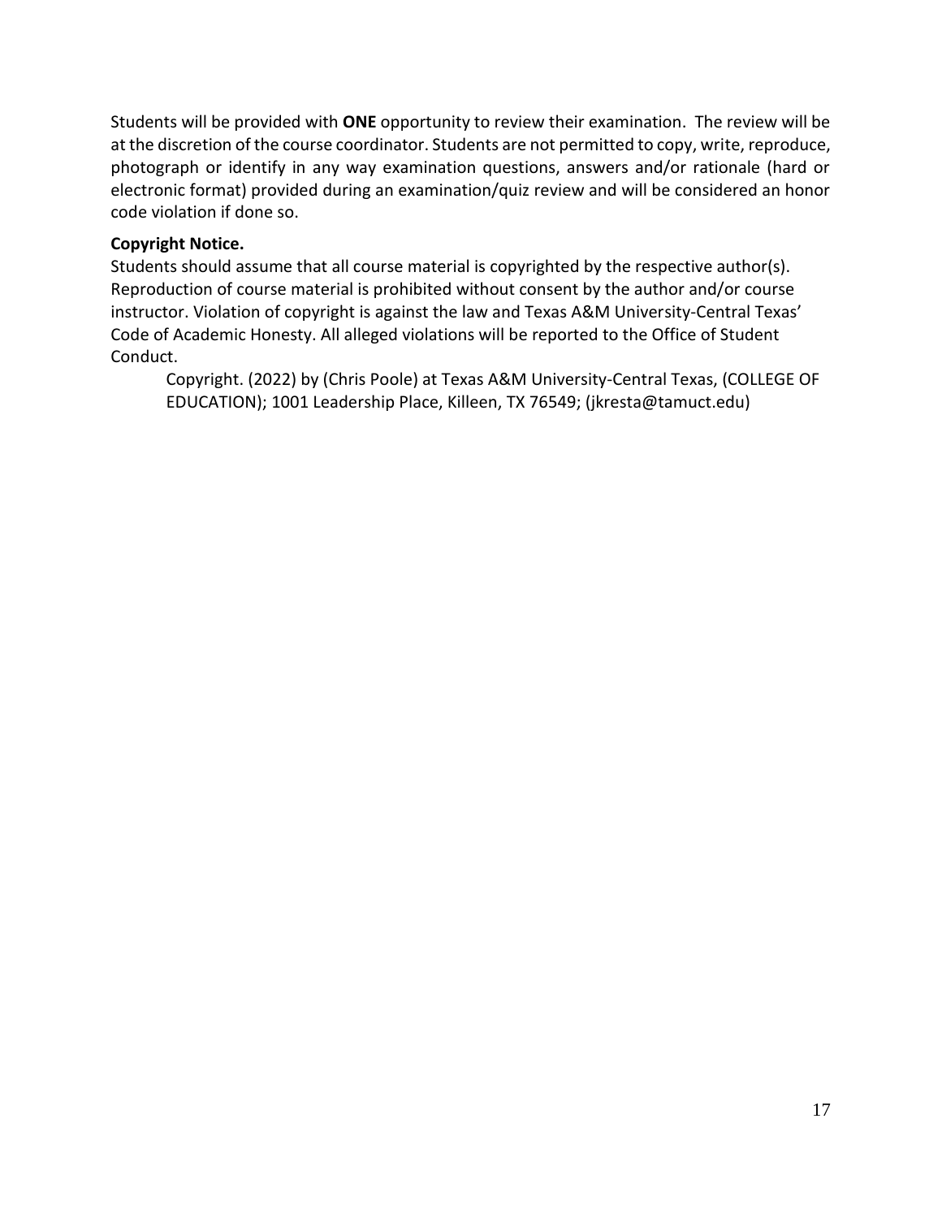Students will be provided with **ONE** opportunity to review their examination. The review will be at the discretion of the course coordinator. Students are not permitted to copy, write, reproduce, photograph or identify in any way examination questions, answers and/or rationale (hard or electronic format) provided during an examination/quiz review and will be considered an honor code violation if done so.

**Copyright Notice.**

Students should assume that all course material is copyrighted by the respective author(s). Reproduction of course material is prohibited without consent by the author and/or course instructor. Violation of copyright is against the law and Texas A&M University-Central Texas' Code of Academic Honesty. All alleged violations will be reported to the Office of Student Conduct.

> Copyright. (2022) by (Chris Poole) at Texas A&M University-Central Texas, (COLLEGE OF EDUCATION); 1001 Leadership Place, Killeen, TX 76549; (jkresta@tamuct.edu)